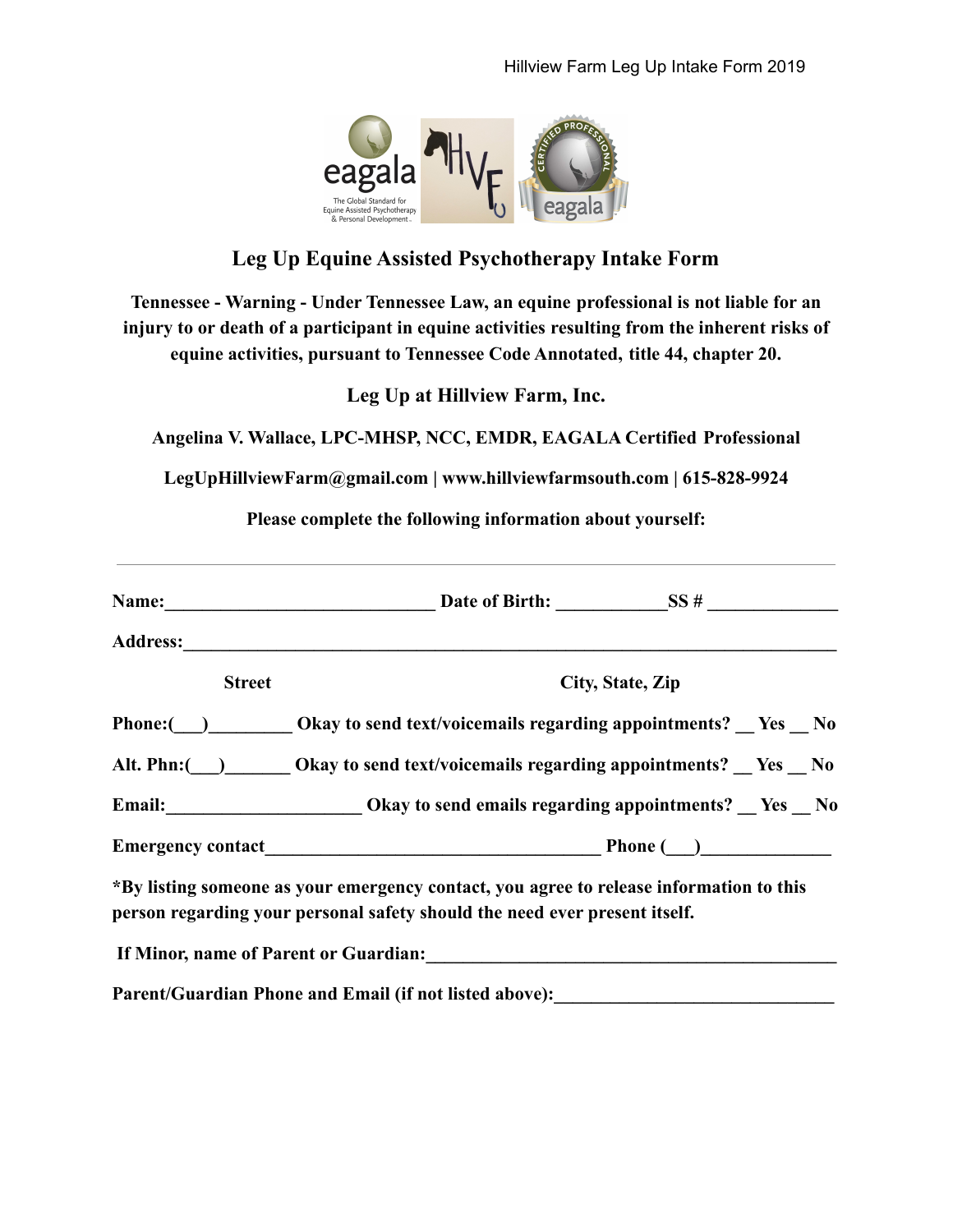# Leg Up Equine Assisted Psychotherapy Intake Form

**Tennessee - Warning - Under Tennessee Law, an equine professional is not liable for an injury to or death of a participant in equine activities resulting from the inherent risks of equine activities, pursuant to Tennessee Code Annotated, title 44, chapter 20.**

**Leg Up at Hillview Farm, Inc.**

**Angelina V. Wallace, LPC-MHSP, NCC, EMDR, EAGALA Certified Professional**

**LegUpHillviewFarm@gmail.com | www.hillviewfarmsouth.com | 615-828-9924**

**Please complete the following information about yourself:**

---

**Name:**_____________________________ **Date of Birth:** ____________**SS #** ______________

**Address:**_______________________________________________________________________

**Street** **City, State, Zip**

**Phone:(___)_________ Okay to send text/voicemails regarding appointments? __ Yes __ No**

**Alt. Phn:(___)_______ Okay to send text/voicemails regarding appointments? __ Yes __ No**

**Email:____________________ Okay to send emails regarding appointments? __ Yes __ No**

**Emergency contact____________________________________ Phone (___)______________**

**\*By listing someone as your emergency contact, you agree to release information to this person regarding your personal safety should the need ever present itself.**

**If Minor, name of Parent or Guardian:_____________________________________________**

**Parent/Guardian Phone and Email (if not listed above):______________________________**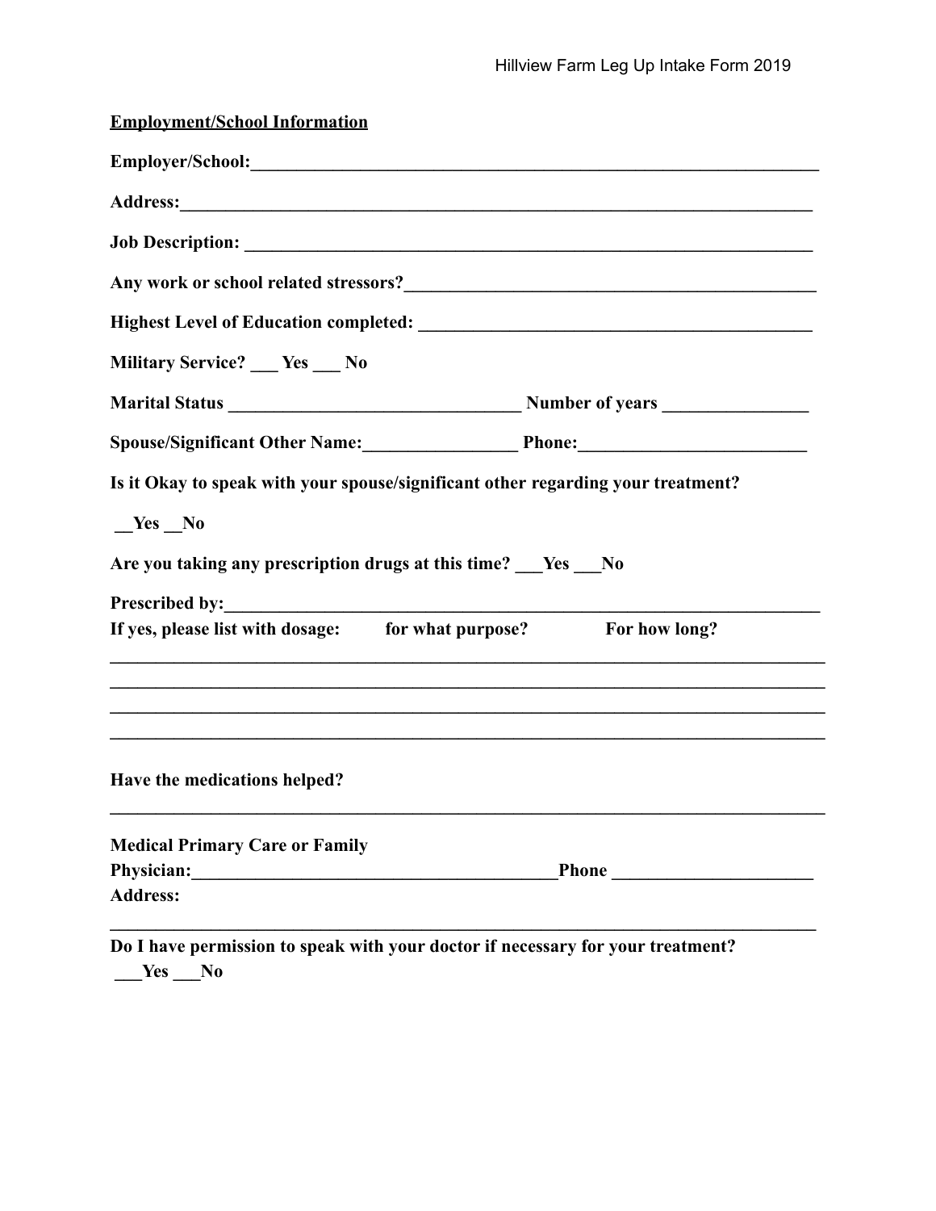**<u>Employment/School Information</u>**

**Employer/School:**\_\_\_\_\_\_\_\_\_\_\_\_\_\_\_\_\_\_\_\_\_\_\_\_\_\_\_\_\_\_\_\_\_\_\_\_\_\_\_\_\_\_\_\_\_\_\_\_\_\_\_\_\_\_\_\_\_\_\_\_\_\_

**Address:**\_\_\_\_\_\_\_\_\_\_\_\_\_\_\_\_\_\_\_\_\_\_\_\_\_\_\_\_\_\_\_\_\_\_\_\_\_\_\_\_\_\_\_\_\_\_\_\_\_\_\_\_\_\_\_\_\_\_\_\_\_\_\_\_\_\_

**Job Description:** \_\_\_\_\_\_\_\_\_\_\_\_\_\_\_\_\_\_\_\_\_\_\_\_\_\_\_\_\_\_\_\_\_\_\_\_\_\_\_\_\_\_\_\_\_\_\_\_\_\_\_\_\_\_\_\_\_\_\_\_\_

**Any work or school related stressors?**\_\_\_\_\_\_\_\_\_\_\_\_\_\_\_\_\_\_\_\_\_\_\_\_\_\_\_\_\_\_\_\_\_\_\_\_\_\_\_\_\_\_\_\_

**Highest Level of Education completed:** \_\_\_\_\_\_\_\_\_\_\_\_\_\_\_\_\_\_\_\_\_\_\_\_\_\_\_\_\_\_\_\_\_\_\_\_\_\_\_\_\_\_

**Military Service? \_\_\_ Yes \_\_\_ No**

**Marital Status** \_\_\_\_\_\_\_\_\_\_\_\_\_\_\_\_\_\_\_\_\_\_\_\_\_\_\_\_\_\_\_ **Number of years** \_\_\_\_\_\_\_\_\_\_\_\_\_\_\_

**Spouse/Significant Other Name:**\_\_\_\_\_\_\_\_\_\_\_\_\_\_\_\_ **Phone:**\_\_\_\_\_\_\_\_\_\_\_\_\_\_\_\_\_\_\_\_\_\_\_

**Is it Okay to speak with your spouse/significant other regarding your treatment?**

**\_\_Yes \_\_No**

**Are you taking any prescription drugs at this time? \_\_\_Yes \_\_\_No**

**Prescribed by:**\_\_\_\_\_\_\_\_\_\_\_\_\_\_\_\_\_\_\_\_\_\_\_\_\_\_\_\_\_\_\_\_\_\_\_\_\_\_\_\_\_\_\_\_\_\_\_\_\_\_\_\_\_\_\_\_\_\_\_\_\_\_

**If yes, please list with dosage: for what purpose? For how long?**

\_\_\_\_\_\_\_\_\_\_\_\_\_\_\_\_\_\_\_\_\_\_\_\_\_\_\_\_\_\_\_\_\_\_\_\_\_\_\_\_\_\_\_\_\_\_\_\_\_\_\_\_\_\_\_\_\_\_\_\_\_\_\_\_\_\_\_\_\_\_\_\_\_\_\_\_

\_\_\_\_\_\_\_\_\_\_\_\_\_\_\_\_\_\_\_\_\_\_\_\_\_\_\_\_\_\_\_\_\_\_\_\_\_\_\_\_\_\_\_\_\_\_\_\_\_\_\_\_\_\_\_\_\_\_\_\_\_\_\_\_\_\_\_\_\_\_\_\_\_\_\_\_

\_\_\_\_\_\_\_\_\_\_\_\_\_\_\_\_\_\_\_\_\_\_\_\_\_\_\_\_\_\_\_\_\_\_\_\_\_\_\_\_\_\_\_\_\_\_\_\_\_\_\_\_\_\_\_\_\_\_\_\_\_\_\_\_\_\_\_\_\_\_\_\_\_\_\_\_

\_\_\_\_\_\_\_\_\_\_\_\_\_\_\_\_\_\_\_\_\_\_\_\_\_\_\_\_\_\_\_\_\_\_\_\_\_\_\_\_\_\_\_\_\_\_\_\_\_\_\_\_\_\_\_\_\_\_\_\_\_\_\_\_\_\_\_\_\_\_\_\_\_\_\_\_

**Have the medications helped?**

\_\_\_\_\_\_\_\_\_\_\_\_\_\_\_\_\_\_\_\_\_\_\_\_\_\_\_\_\_\_\_\_\_\_\_\_\_\_\_\_\_\_\_\_\_\_\_\_\_\_\_\_\_\_\_\_\_\_\_\_\_\_\_\_\_\_\_\_\_\_\_\_\_\_\_\_

**Medical Primary Care or Family Physician:**\_\_\_\_\_\_\_\_\_\_\_\_\_\_\_\_\_\_\_\_\_\_\_\_\_\_\_\_\_\_\_\_\_\_\_\_\_\_\_ **Phone** \_\_\_\_\_\_\_\_\_\_\_\_\_\_\_\_\_\_\_\_\_

**Address:**

\_\_\_\_\_\_\_\_\_\_\_\_\_\_\_\_\_\_\_\_\_\_\_\_\_\_\_\_\_\_\_\_\_\_\_\_\_\_\_\_\_\_\_\_\_\_\_\_\_\_\_\_\_\_\_\_\_\_\_\_\_\_\_\_\_\_\_\_\_\_\_\_\_\_\_

**Do I have permission to speak with your doctor if necessary for your treatment?**
**\_\_\_Yes \_\_\_No**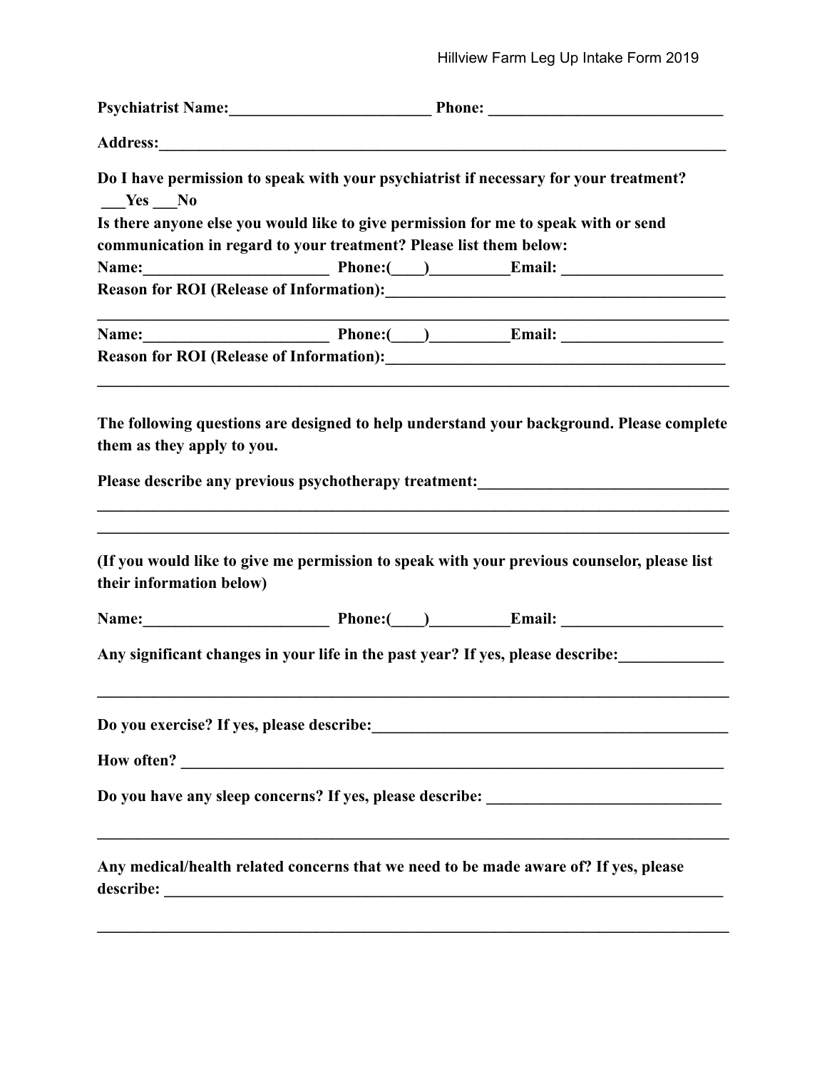**Psychiatrist Name:_________________________ Phone: _____________________________**

**Address:________________________________________________________________________**

**Do I have permission to speak with your psychiatrist if necessary for your treatment?**
**___Yes ___No**

**Is there anyone else you would like to give permission for me to speak with or send communication in regard to your treatment? Please list them below:**

**Name:_______________________ Phone:(____)__________Email: ____________________**

**Reason for ROI (Release of Information):___________________________________________**

**_________________________________________________________________________________**

**Name:_______________________ Phone:(____)__________Email: ____________________**

**Reason for ROI (Release of Information):___________________________________________**

**_________________________________________________________________________________**

**The following questions are designed to help understand your background. Please complete them as they apply to you.**

**Please describe any previous psychotherapy treatment:_______________________________**

**_________________________________________________________________________________**

**_________________________________________________________________________________**

**(If you would like to give me permission to speak with your previous counselor, please list their information below)**

**Name:_______________________ Phone:(____)__________Email: ____________________**

**Any significant changes in your life in the past year? If yes, please describe:_____________**

**_________________________________________________________________________________**

**Do you exercise? If yes, please describe:_____________________________________________**

**How often? ______________________________________________________________________**

**Do you have any sleep concerns? If yes, please describe: _____________________________**

**_________________________________________________________________________________**

**Any medical/health related concerns that we need to be made aware of? If yes, please describe: ________________________________________________________________________**

**_________________________________________________________________________________**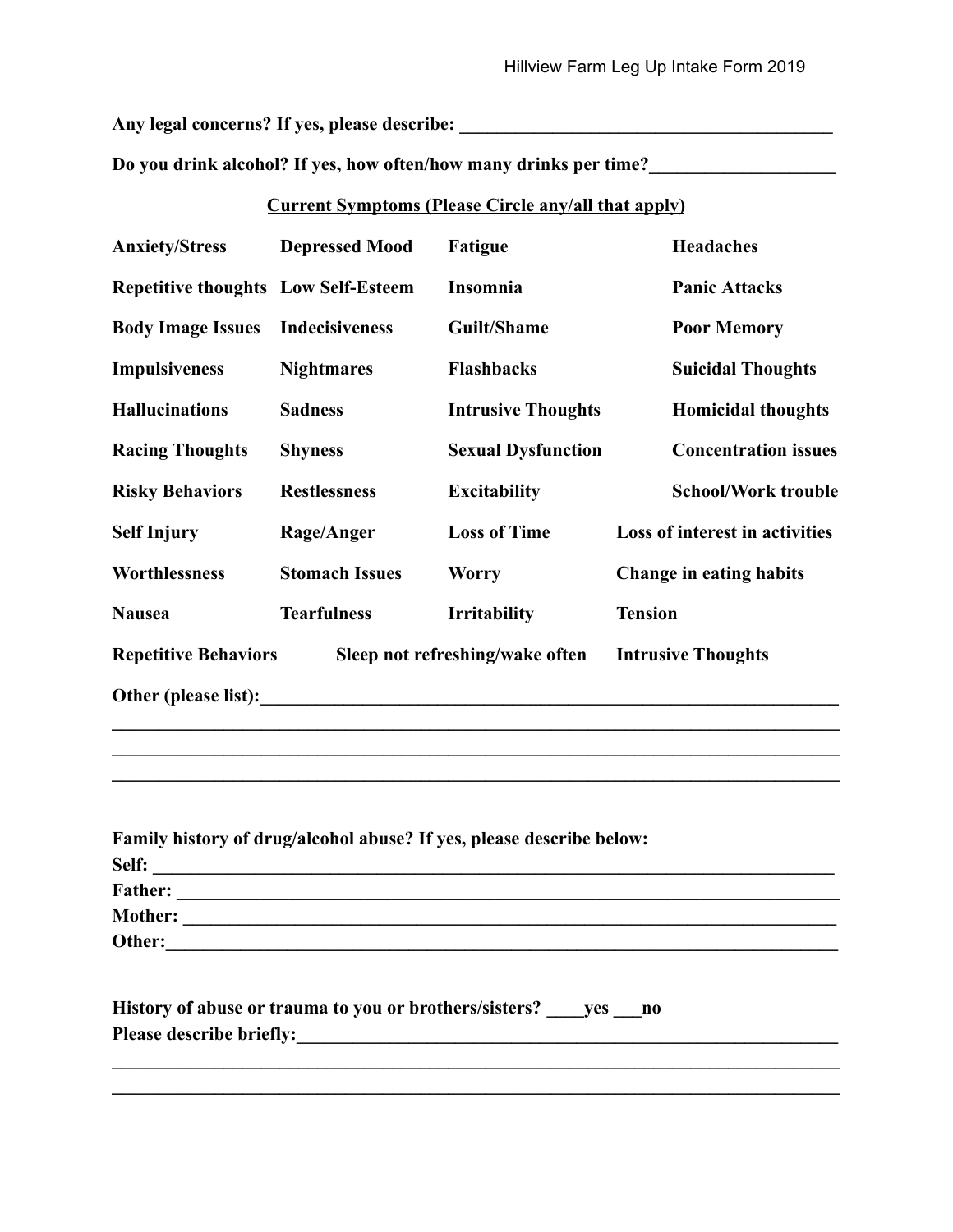**Any legal concerns? If yes, please describe: ________________________________________**

**Do you drink alcohol? If yes, how often/how many drinks per time?___________________**

**Current Symptoms (Please Circle any/all that apply)**

| | | | |
|---|---|---|---|
| **Anxiety/Stress** | **Depressed Mood** | **Fatigue** | **Headaches** |
| **Repetitive thoughts** | **Low Self-Esteem** | **Insomnia** | **Panic Attacks** |
| **Body Image Issues** | **Indecisiveness** | **Guilt/Shame** | **Poor Memory** |
| **Impulsiveness** | **Nightmares** | **Flashbacks** | **Suicidal Thoughts** |
| **Hallucinations** | **Sadness** | **Intrusive Thoughts** | **Homicidal thoughts** |
| **Racing Thoughts** | **Shyness** | **Sexual Dysfunction** | **Concentration issues** |
| **Risky Behaviors** | **Restlessness** | **Excitability** | **School/Work trouble** |
| **Self Injury** | **Rage/Anger** | **Loss of Time** | **Loss of interest in activities** |
| **Worthlessness** | **Stomach Issues** | **Worry** | **Change in eating habits** |
| **Nausea** | **Tearfulness** | **Irritability** | **Tension** |
| **Repetitive Behaviors** | **Sleep not refreshing/wake often** | | **Intrusive Thoughts** |

**Other (please list):_______________________________________________________________**

**_________________________________________________________________________________**

**_________________________________________________________________________________**

**_________________________________________________________________________________**

**Family history of drug/alcohol abuse? If yes, please describe below:**

**Self: ____________________________________________________________________________**

**Father: __________________________________________________________________________**

**Mother: _________________________________________________________________________**

**Other:___________________________________________________________________________**

**History of abuse or trauma to you or brothers/sisters? ____yes ___no**

**Please describe briefly:___________________________________________________________**

**_________________________________________________________________________________**

**_________________________________________________________________________________**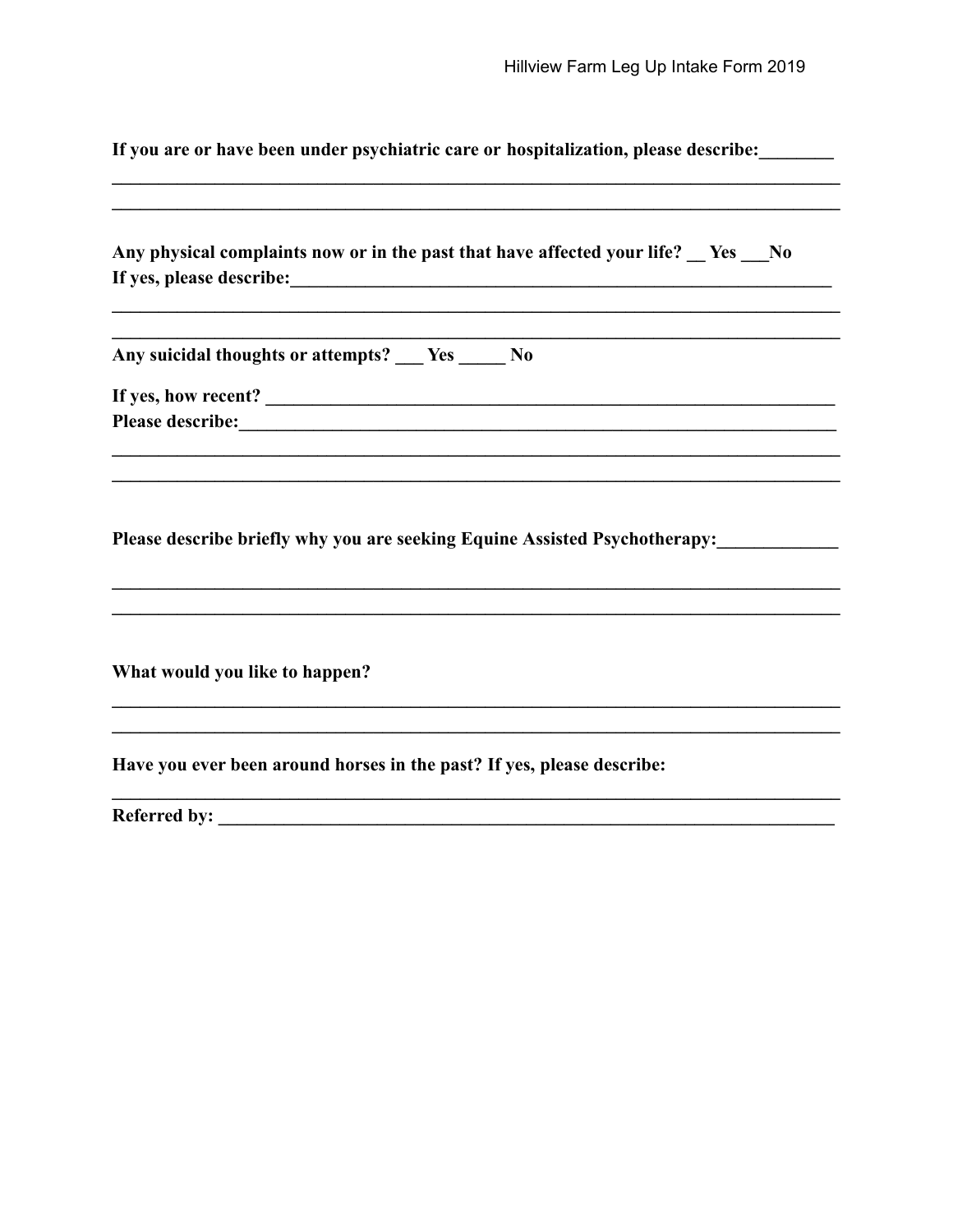**If you are or have been under psychiatric care or hospitalization, please describe:________**

**________________________________________________________________________________**

**________________________________________________________________________________**

**Any physical complaints now or in the past that have affected your life? __ Yes ___No**
**If yes, please describe:_____________________________________________________________**

**________________________________________________________________________________**

**________________________________________________________________________________**

**Any suicidal thoughts or attempts? ___ Yes _____ No**

**If yes, how recent? _________________________________________________________________**
**Please describe:_____________________________________________________________________**

**________________________________________________________________________________**

**________________________________________________________________________________**

**Please describe briefly why you are seeking Equine Assisted Psychotherapy:_____________**

**________________________________________________________________________________**

**________________________________________________________________________________**

**What would you like to happen?**

**________________________________________________________________________________**

**________________________________________________________________________________**

**Have you ever been around horses in the past? If yes, please describe:**

**________________________________________________________________________________**

**Referred by: _______________________________________________________________________**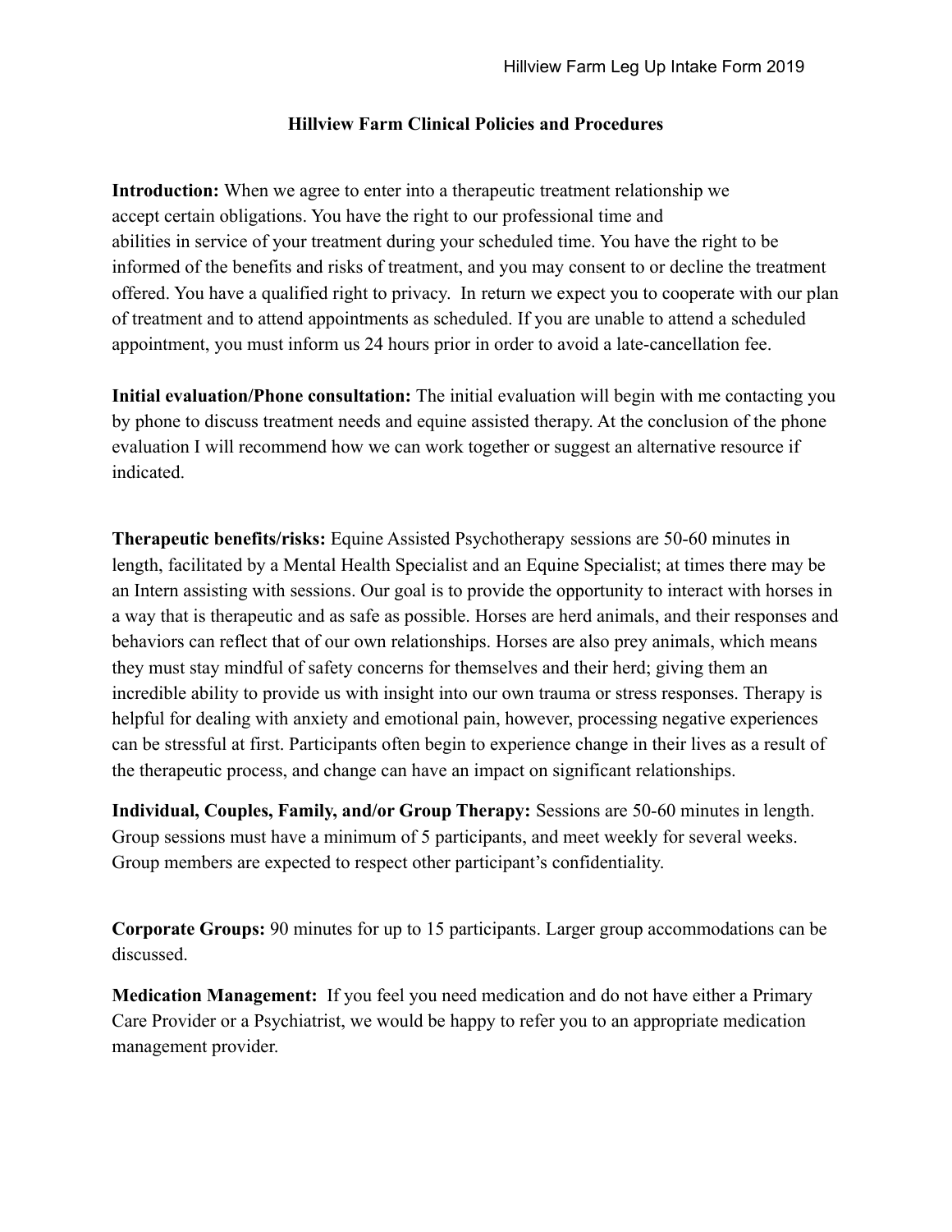## Hillview Farm Clinical Policies and Procedures

**Introduction:** When we agree to enter into a therapeutic treatment relationship we accept certain obligations. You have the right to our professional time and abilities in service of your treatment during your scheduled time. You have the right to be informed of the benefits and risks of treatment, and you may consent to or decline the treatment offered. You have a qualified right to privacy. In return we expect you to cooperate with our plan of treatment and to attend appointments as scheduled. If you are unable to attend a scheduled appointment, you must inform us 24 hours prior in order to avoid a late-cancellation fee.

**Initial evaluation/Phone consultation:** The initial evaluation will begin with me contacting you by phone to discuss treatment needs and equine assisted therapy. At the conclusion of the phone evaluation I will recommend how we can work together or suggest an alternative resource if indicated.

**Therapeutic benefits/risks:** Equine Assisted Psychotherapy sessions are 50-60 minutes in length, facilitated by a Mental Health Specialist and an Equine Specialist; at times there may be an Intern assisting with sessions. Our goal is to provide the opportunity to interact with horses in a way that is therapeutic and as safe as possible. Horses are herd animals, and their responses and behaviors can reflect that of our own relationships. Horses are also prey animals, which means they must stay mindful of safety concerns for themselves and their herd; giving them an incredible ability to provide us with insight into our own trauma or stress responses. Therapy is helpful for dealing with anxiety and emotional pain, however, processing negative experiences can be stressful at first. Participants often begin to experience change in their lives as a result of the therapeutic process, and change can have an impact on significant relationships.

**Individual, Couples, Family, and/or Group Therapy:** Sessions are 50-60 minutes in length. Group sessions must have a minimum of 5 participants, and meet weekly for several weeks. Group members are expected to respect other participant's confidentiality.

**Corporate Groups:** 90 minutes for up to 15 participants. Larger group accommodations can be discussed.

**Medication Management:** If you feel you need medication and do not have either a Primary Care Provider or a Psychiatrist, we would be happy to refer you to an appropriate medication management provider.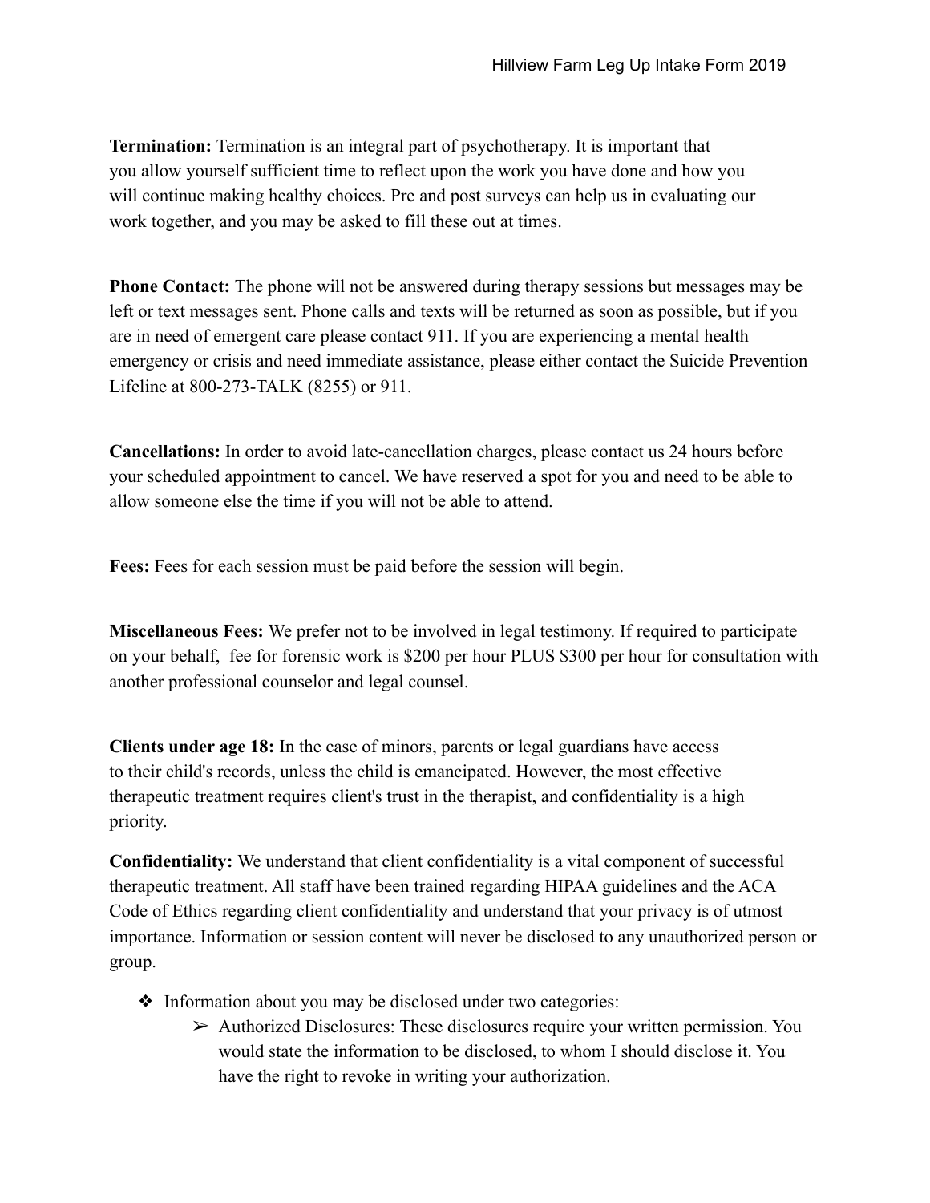**Termination:** Termination is an integral part of psychotherapy. It is important that you allow yourself sufficient time to reflect upon the work you have done and how you will continue making healthy choices. Pre and post surveys can help us in evaluating our work together, and you may be asked to fill these out at times.

**Phone Contact:** The phone will not be answered during therapy sessions but messages may be left or text messages sent. Phone calls and texts will be returned as soon as possible, but if you are in need of emergent care please contact 911. If you are experiencing a mental health emergency or crisis and need immediate assistance, please either contact the Suicide Prevention Lifeline at 800-273-TALK (8255) or 911.

**Cancellations:** In order to avoid late-cancellation charges, please contact us 24 hours before your scheduled appointment to cancel. We have reserved a spot for you and need to be able to allow someone else the time if you will not be able to attend.

**Fees:** Fees for each session must be paid before the session will begin.

**Miscellaneous Fees:** We prefer not to be involved in legal testimony. If required to participate on your behalf, fee for forensic work is $200 per hour PLUS $300 per hour for consultation with another professional counselor and legal counsel.

**Clients under age 18:** In the case of minors, parents or legal guardians have access to their child's records, unless the child is emancipated. However, the most effective therapeutic treatment requires client's trust in the therapist, and confidentiality is a high priority.

**Confidentiality:** We understand that client confidentiality is a vital component of successful therapeutic treatment. All staff have been trained regarding HIPAA guidelines and the ACA Code of Ethics regarding client confidentiality and understand that your privacy is of utmost importance. Information or session content will never be disclosed to any unauthorized person or group.

- Information about you may be disclosed under two categories:
  - Authorized Disclosures: These disclosures require your written permission. You would state the information to be disclosed, to whom I should disclose it. You have the right to revoke in writing your authorization.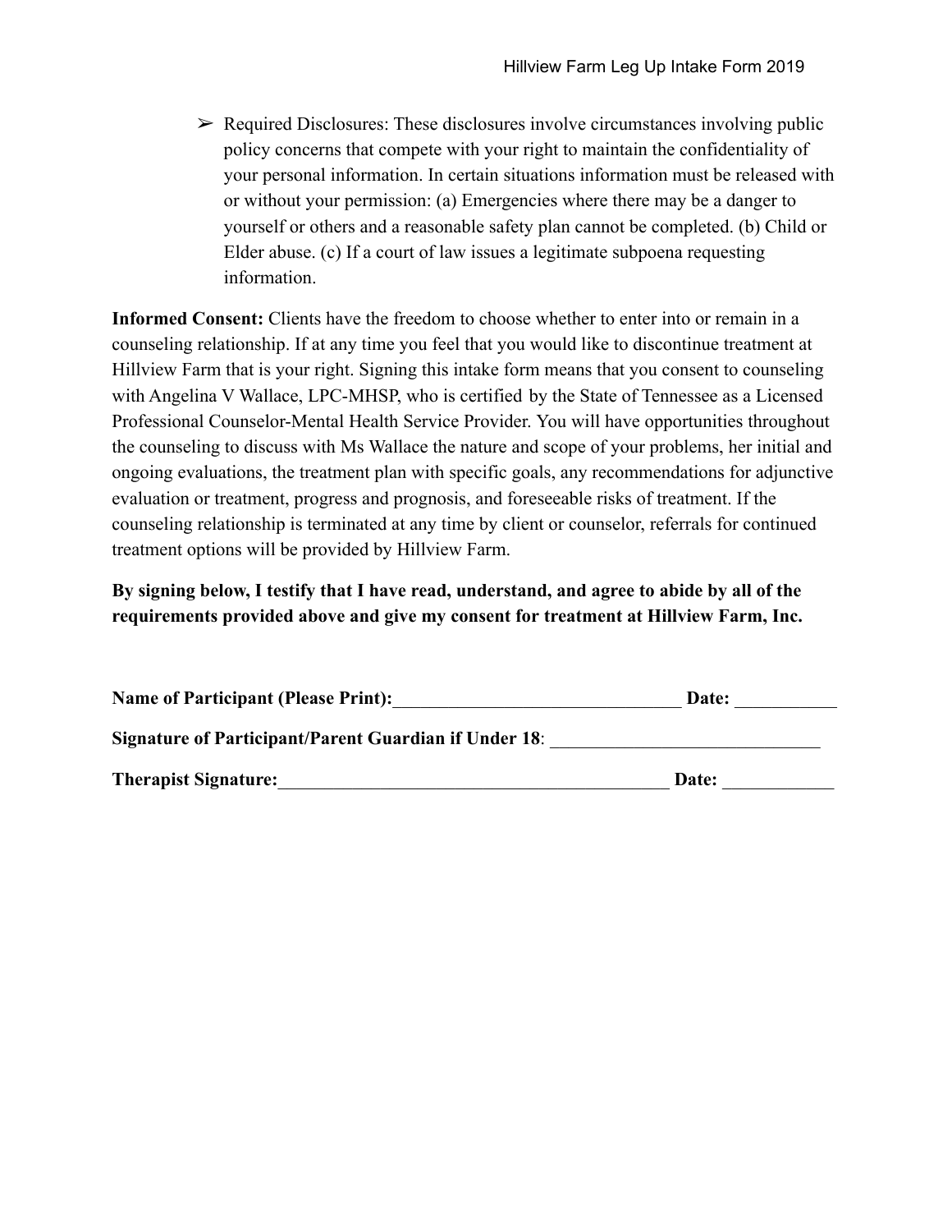- Required Disclosures: These disclosures involve circumstances involving public policy concerns that compete with your right to maintain the confidentiality of your personal information. In certain situations information must be released with or without your permission: (a) Emergencies where there may be a danger to yourself or others and a reasonable safety plan cannot be completed. (b) Child or Elder abuse. (c) If a court of law issues a legitimate subpoena requesting information.

**Informed Consent:** Clients have the freedom to choose whether to enter into or remain in a counseling relationship. If at any time you feel that you would like to discontinue treatment at Hillview Farm that is your right. Signing this intake form means that you consent to counseling with Angelina V Wallace, LPC-MHSP, who is certified by the State of Tennessee as a Licensed Professional Counselor-Mental Health Service Provider. You will have opportunities throughout the counseling to discuss with Ms Wallace the nature and scope of your problems, her initial and ongoing evaluations, the treatment plan with specific goals, any recommendations for adjunctive evaluation or treatment, progress and prognosis, and foreseeable risks of treatment. If the counseling relationship is terminated at any time by client or counselor, referrals for continued treatment options will be provided by Hillview Farm.

**By signing below, I testify that I have read, understand, and agree to abide by all of the requirements provided above and give my consent for treatment at Hillview Farm, Inc.**

**Name of Participant (Please Print):**_______________________________ **Date:** ___________

**Signature of Participant/Parent Guardian if Under 18**: _____________________________

**Therapist Signature:**__________________________________________ **Date:** ____________